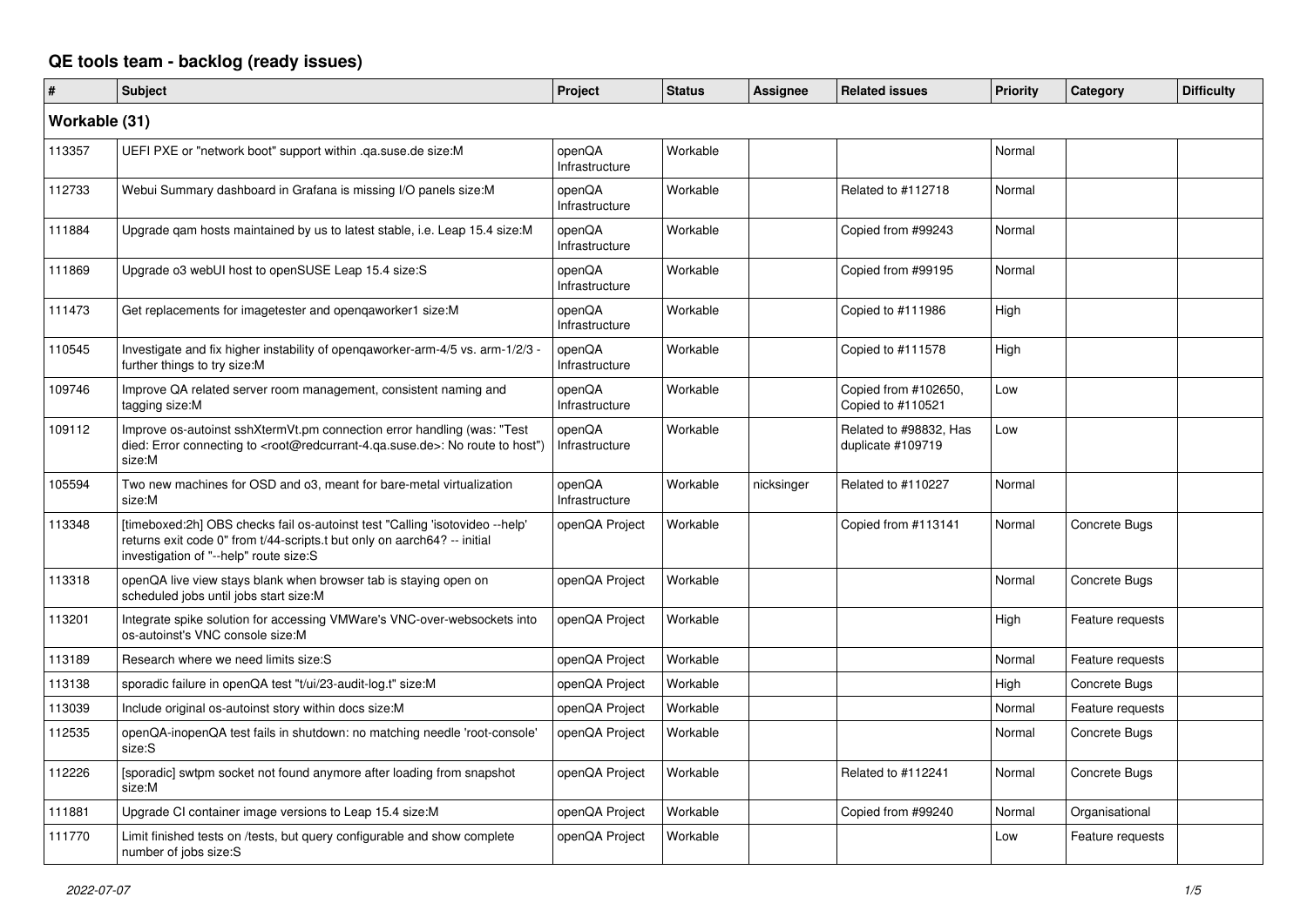# QE tools team - backlog (ready issues)

| # | Subject | Project | Status | Assignee | Related issues | Priority | Category | Difficulty |
|---|---|---|---|---|---|---|---|---|
| **Workable (31)** | | | | | | | | |
| 113357 | UEFI PXE or "network boot" support within .qa.suse.de size:M | openQA Infrastructure | Workable | | | Normal | | |
| 112733 | Webui Summary dashboard in Grafana is missing I/O panels size:M | openQA Infrastructure | Workable | | Related to #112718 | Normal | | |
| 111884 | Upgrade qam hosts maintained by us to latest stable, i.e. Leap 15.4 size:M | openQA Infrastructure | Workable | | Copied from #99243 | Normal | | |
| 111869 | Upgrade o3 webUI host to openSUSE Leap 15.4 size:S | openQA Infrastructure | Workable | | Copied from #99195 | Normal | | |
| 111473 | Get replacements for imagetester and openqaworker1 size:M | openQA Infrastructure | Workable | | Copied to #111986 | High | | |
| 110545 | Investigate and fix higher instability of openqaworker-arm-4/5 vs. arm-1/2/3 - further things to try size:M | openQA Infrastructure | Workable | | Copied to #111578 | High | | |
| 109746 | Improve QA related server room management, consistent naming and tagging size:M | openQA Infrastructure | Workable | | Copied from #102650, Copied to #110521 | Low | | |
| 109112 | Improve os-autoinst sshXtermVt.pm connection error handling (was: "Test died: Error connecting to <root@redcurrant-4.qa.suse.de>: No route to host") size:M | openQA Infrastructure | Workable | | Related to #98832, Has duplicate #109719 | Low | | |
| 105594 | Two new machines for OSD and o3, meant for bare-metal virtualization size:M | openQA Infrastructure | Workable | nicksinger | Related to #110227 | Normal | | |
| 113348 | [timeboxed:2h] OBS checks fail os-autoinst test "Calling 'isotovideo --help' returns exit code 0" from t/44-scripts.t but only on aarch64? -- initial investigation of "--help" route size:S | openQA Project | Workable | | Copied from #113141 | Normal | Concrete Bugs | |
| 113318 | openQA live view stays blank when browser tab is staying open on scheduled jobs until jobs start size:M | openQA Project | Workable | | | Normal | Concrete Bugs | |
| 113201 | Integrate spike solution for accessing VMWare's VNC-over-websockets into os-autoinst's VNC console size:M | openQA Project | Workable | | | High | Feature requests | |
| 113189 | Research where we need limits size:S | openQA Project | Workable | | | Normal | Feature requests | |
| 113138 | sporadic failure in openQA test "t/ui/23-audit-log.t" size:M | openQA Project | Workable | | | High | Concrete Bugs | |
| 113039 | Include original os-autoinst story within docs size:M | openQA Project | Workable | | | Normal | Feature requests | |
| 112535 | openQA-inopenQA test fails in shutdown: no matching needle 'root-console' size:S | openQA Project | Workable | | | Normal | Concrete Bugs | |
| 112226 | [sporadic] swtpm socket not found anymore after loading from snapshot size:M | openQA Project | Workable | | Related to #112241 | Normal | Concrete Bugs | |
| 111881 | Upgrade CI container image versions to Leap 15.4 size:M | openQA Project | Workable | | Copied from #99240 | Normal | Organisational | |
| 111770 | Limit finished tests on /tests, but query configurable and show complete number of jobs size:S | openQA Project | Workable | | | Low | Feature requests | |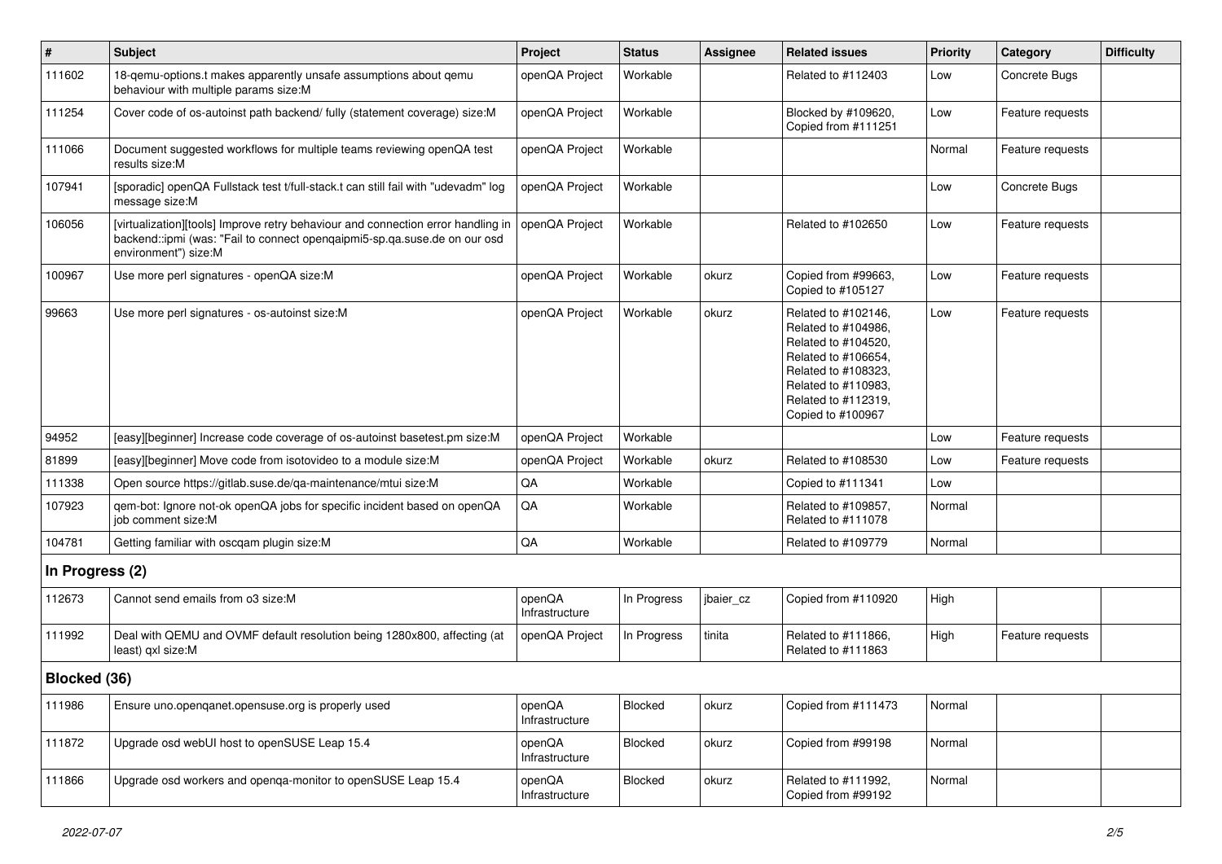| # | Subject | Project | Status | Assignee | Related issues | Priority | Category | Difficulty |
|---|---|---|---|---|---|---|---|---|
| 111602 | 18-qemu-options.t makes apparently unsafe assumptions about qemu behaviour with multiple params size:M | openQA Project | Workable | | Related to #112403 | Low | Concrete Bugs | |
| 111254 | Cover code of os-autoinst path backend/ fully (statement coverage) size:M | openQA Project | Workable | | Blocked by #109620, Copied from #111251 | Low | Feature requests | |
| 111066 | Document suggested workflows for multiple teams reviewing openQA test results size:M | openQA Project | Workable | | | Normal | Feature requests | |
| 107941 | [sporadic] openQA Fullstack test t/full-stack.t can still fail with "udevadm" log message size:M | openQA Project | Workable | | | Low | Concrete Bugs | |
| 106056 | [virtualization][tools] Improve retry behaviour and connection error handling in backend::ipmi (was: "Fail to connect openqaipmi5-sp.qa.suse.de on our osd environment") size:M | openQA Project | Workable | | Related to #102650 | Low | Feature requests | |
| 100967 | Use more perl signatures - openQA size:M | openQA Project | Workable | okurz | Copied from #99663, Copied to #105127 | Low | Feature requests | |
| 99663 | Use more perl signatures - os-autoinst size:M | openQA Project | Workable | okurz | Related to #102146, Related to #104986, Related to #104520, Related to #106654, Related to #108323, Related to #110983, Related to #112319, Copied to #100967 | Low | Feature requests | |
| 94952 | [easy][beginner] Increase code coverage of os-autoinst basetest.pm size:M | openQA Project | Workable | | | Low | Feature requests | |
| 81899 | [easy][beginner] Move code from isotovideo to a module size:M | openQA Project | Workable | okurz | Related to #108530 | Low | Feature requests | |
| 111338 | Open source https://gitlab.suse.de/qa-maintenance/mtui size:M | QA | Workable | | Copied to #111341 | Low | | |
| 107923 | qem-bot: Ignore not-ok openQA jobs for specific incident based on openQA job comment size:M | QA | Workable | | Related to #109857, Related to #111078 | Normal | | |
| 104781 | Getting familiar with oscqam plugin size:M | QA | Workable | | Related to #109779 | Normal | | |
| **In Progress (2)** | | | | | | | | |
| 112673 | Cannot send emails from o3 size:M | openQA Infrastructure | In Progress | jbaier_cz | Copied from #110920 | High | | |
| 111992 | Deal with QEMU and OVMF default resolution being 1280x800, affecting (at least) qxl size:M | openQA Project | In Progress | tinita | Related to #111866, Related to #111863 | High | Feature requests | |
| **Blocked (36)** | | | | | | | | |
| 111986 | Ensure uno.openqanet.opensuse.org is properly used | openQA Infrastructure | Blocked | okurz | Copied from #111473 | Normal | | |
| 111872 | Upgrade osd webUI host to openSUSE Leap 15.4 | openQA Infrastructure | Blocked | okurz | Copied from #99198 | Normal | | |
| 111866 | Upgrade osd workers and openqa-monitor to openSUSE Leap 15.4 | openQA Infrastructure | Blocked | okurz | Related to #111992, Copied from #99192 | Normal | | |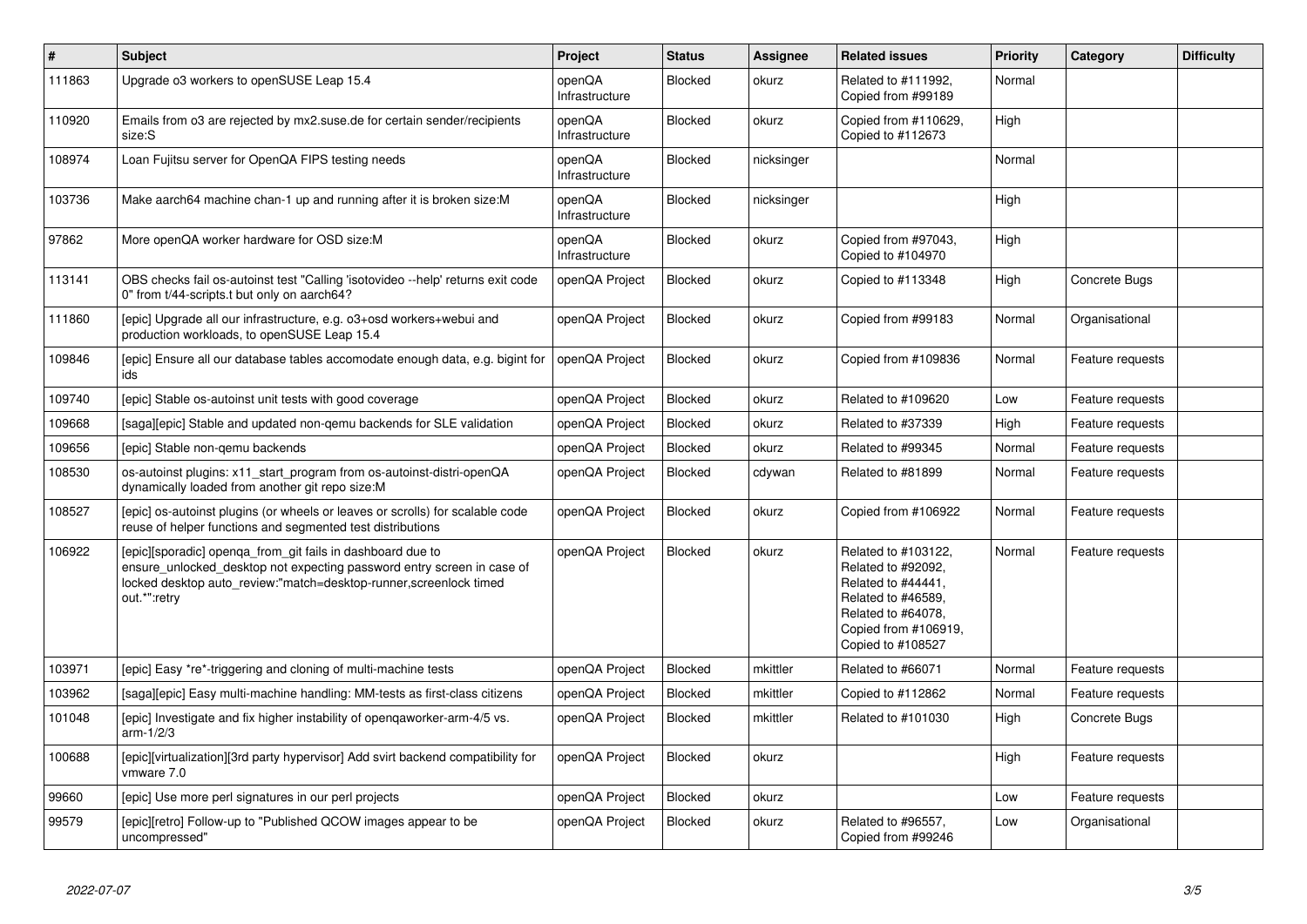| # | Subject | Project | Status | Assignee | Related issues | Priority | Category | Difficulty |
|---|---|---|---|---|---|---|---|---|
| 111863 | Upgrade o3 workers to openSUSE Leap 15.4 | openQA Infrastructure | Blocked | okurz | Related to #111992, Copied from #99189 | Normal | | |
| 110920 | Emails from o3 are rejected by mx2.suse.de for certain sender/recipients size:S | openQA Infrastructure | Blocked | okurz | Copied from #110629, Copied to #112673 | High | | |
| 108974 | Loan Fujitsu server for OpenQA FIPS testing needs | openQA Infrastructure | Blocked | nicksinger | | Normal | | |
| 103736 | Make aarch64 machine chan-1 up and running after it is broken size:M | openQA Infrastructure | Blocked | nicksinger | | High | | |
| 97862 | More openQA worker hardware for OSD size:M | openQA Infrastructure | Blocked | okurz | Copied from #97043, Copied to #104970 | High | | |
| 113141 | OBS checks fail os-autoinst test "Calling 'isotovideo --help' returns exit code 0" from t/44-scripts.t but only on aarch64? | openQA Project | Blocked | okurz | Copied to #113348 | High | Concrete Bugs | |
| 111860 | [epic] Upgrade all our infrastructure, e.g. o3+osd workers+webui and production workloads, to openSUSE Leap 15.4 | openQA Project | Blocked | okurz | Copied from #99183 | Normal | Organisational | |
| 109846 | [epic] Ensure all our database tables accomodate enough data, e.g. bigint for ids | openQA Project | Blocked | okurz | Copied from #109836 | Normal | Feature requests | |
| 109740 | [epic] Stable os-autoinst unit tests with good coverage | openQA Project | Blocked | okurz | Related to #109620 | Low | Feature requests | |
| 109668 | [saga][epic] Stable and updated non-qemu backends for SLE validation | openQA Project | Blocked | okurz | Related to #37339 | High | Feature requests | |
| 109656 | [epic] Stable non-qemu backends | openQA Project | Blocked | okurz | Related to #99345 | Normal | Feature requests | |
| 108530 | os-autoinst plugins: x11_start_program from os-autoinst-distri-openQA dynamically loaded from another git repo size:M | openQA Project | Blocked | cdywan | Related to #81899 | Normal | Feature requests | |
| 108527 | [epic] os-autoinst plugins (or wheels or leaves or scrolls) for scalable code reuse of helper functions and segmented test distributions | openQA Project | Blocked | okurz | Copied from #106922 | Normal | Feature requests | |
| 106922 | [epic][sporadic] openqa_from_git fails in dashboard due to ensure_unlocked_desktop not expecting password entry screen in case of locked desktop auto_review:"match=desktop-runner,screenlock timed out.*":retry | openQA Project | Blocked | okurz | Related to #103122, Related to #92092, Related to #44441, Related to #46589, Related to #64078, Copied from #106919, Copied to #108527 | Normal | Feature requests | |
| 103971 | [epic] Easy *re*-triggering and cloning of multi-machine tests | openQA Project | Blocked | mkittler | Related to #66071 | Normal | Feature requests | |
| 103962 | [saga][epic] Easy multi-machine handling: MM-tests as first-class citizens | openQA Project | Blocked | mkittler | Copied to #112862 | Normal | Feature requests | |
| 101048 | [epic] Investigate and fix higher instability of openqaworker-arm-4/5 vs. arm-1/2/3 | openQA Project | Blocked | mkittler | Related to #101030 | High | Concrete Bugs | |
| 100688 | [epic][virtualization][3rd party hypervisor] Add svirt backend compatibility for vmware 7.0 | openQA Project | Blocked | okurz | | High | Feature requests | |
| 99660 | [epic] Use more perl signatures in our perl projects | openQA Project | Blocked | okurz | | Low | Feature requests | |
| 99579 | [epic][retro] Follow-up to "Published QCOW images appear to be uncompressed" | openQA Project | Blocked | okurz | Related to #96557, Copied from #99246 | Low | Organisational | |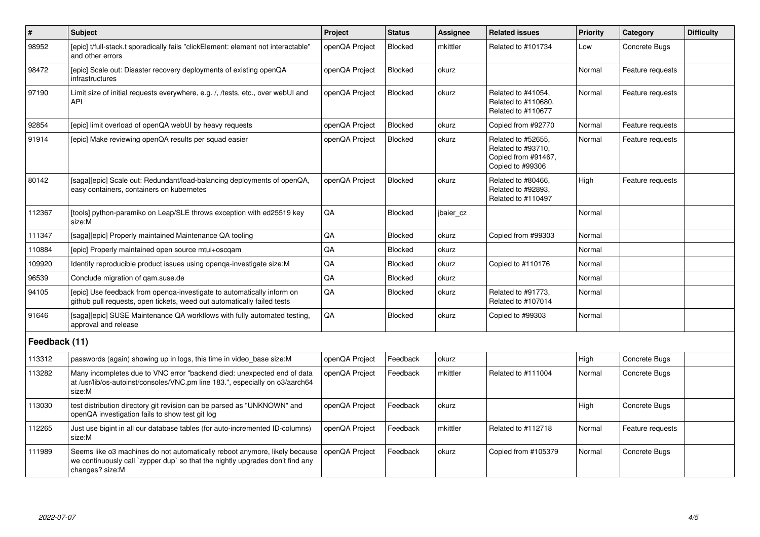| # | Subject | Project | Status | Assignee | Related issues | Priority | Category | Difficulty |
|---|---|---|---|---|---|---|---|---|
| 98952 | [epic] t/full-stack.t sporadically fails "clickElement: element not interactable" and other errors | openQA Project | Blocked | mkittler | Related to #101734 | Low | Concrete Bugs | |
| 98472 | [epic] Scale out: Disaster recovery deployments of existing openQA infrastructures | openQA Project | Blocked | okurz | | Normal | Feature requests | |
| 97190 | Limit size of initial requests everywhere, e.g. /, /tests, etc., over webUI and API | openQA Project | Blocked | okurz | Related to #41054, Related to #110680, Related to #110677 | Normal | Feature requests | |
| 92854 | [epic] limit overload of openQA webUI by heavy requests | openQA Project | Blocked | okurz | Copied from #92770 | Normal | Feature requests | |
| 91914 | [epic] Make reviewing openQA results per squad easier | openQA Project | Blocked | okurz | Related to #52655, Related to #93710, Copied from #91467, Copied to #99306 | Normal | Feature requests | |
| 80142 | [saga][epic] Scale out: Redundant/load-balancing deployments of openQA, easy containers, containers on kubernetes | openQA Project | Blocked | okurz | Related to #80466, Related to #92893, Related to #110497 | High | Feature requests | |
| 112367 | [tools] python-paramiko on Leap/SLE throws exception with ed25519 key size:M | QA | Blocked | jbaier_cz | | Normal | | |
| 111347 | [saga][epic] Properly maintained Maintenance QA tooling | QA | Blocked | okurz | Copied from #99303 | Normal | | |
| 110884 | [epic] Properly maintained open source mtui+oscqam | QA | Blocked | okurz | | Normal | | |
| 109920 | Identify reproducible product issues using openqa-investigate size:M | QA | Blocked | okurz | Copied to #110176 | Normal | | |
| 96539 | Conclude migration of qam.suse.de | QA | Blocked | okurz | | Normal | | |
| 94105 | [epic] Use feedback from openqa-investigate to automatically inform on github pull requests, open tickets, weed out automatically failed tests | QA | Blocked | okurz | Related to #91773, Related to #107014 | Normal | | |
| 91646 | [saga][epic] SUSE Maintenance QA workflows with fully automated testing, approval and release | QA | Blocked | okurz | Copied to #99303 | Normal | | |
| **Feedback (11)** | | | | | | | | |
| 113312 | passwords (again) showing up in logs, this time in video_base size:M | openQA Project | Feedback | okurz | | High | Concrete Bugs | |
| 113282 | Many incompletes due to VNC error "backend died: unexpected end of data at /usr/lib/os-autoinst/consoles/VNC.pm line 183.", especially on o3/aarch64 size:M | openQA Project | Feedback | mkittler | Related to #111004 | Normal | Concrete Bugs | |
| 113030 | test distribution directory git revision can be parsed as "UNKNOWN" and openQA investigation fails to show test git log | openQA Project | Feedback | okurz | | High | Concrete Bugs | |
| 112265 | Just use bigint in all our database tables (for auto-incremented ID-columns) size:M | openQA Project | Feedback | mkittler | Related to #112718 | Normal | Feature requests | |
| 111989 | Seems like o3 machines do not automatically reboot anymore, likely because we continuously call `zypper dup` so that the nightly upgrades don't find any changes? size:M | openQA Project | Feedback | okurz | Copied from #105379 | Normal | Concrete Bugs | |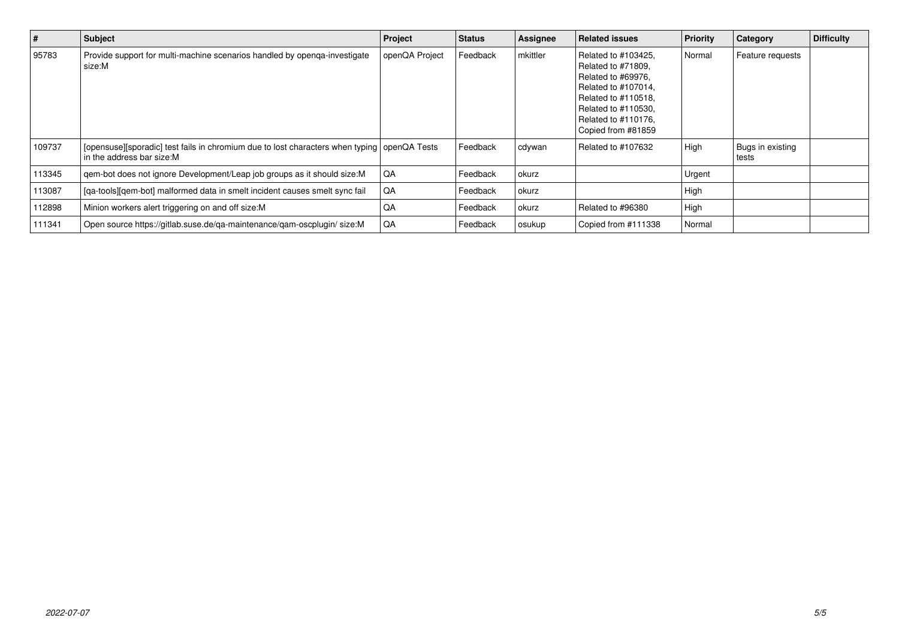| # | Subject | Project | Status | Assignee | Related issues | Priority | Category | Difficulty |
|---|---|---|---|---|---|---|---|---|
| 95783 | Provide support for multi-machine scenarios handled by openqa-investigate size:M | openQA Project | Feedback | mkittler | Related to #103425, Related to #71809, Related to #69976, Related to #107014, Related to #110518, Related to #110530, Related to #110176, Copied from #81859 | Normal | Feature requests | |
| 109737 | [opensuse][sporadic] test fails in chromium due to lost characters when typing in the address bar size:M | openQA Tests | Feedback | cdywan | Related to #107632 | High | Bugs in existing tests | |
| 113345 | qem-bot does not ignore Development/Leap job groups as it should size:M | QA | Feedback | okurz | | Urgent | | |
| 113087 | [qa-tools][qem-bot] malformed data in smelt incident causes smelt sync fail | QA | Feedback | okurz | | High | | |
| 112898 | Minion workers alert triggering on and off size:M | QA | Feedback | okurz | Related to #96380 | High | | |
| 111341 | Open source https://gitlab.suse.de/qa-maintenance/qam-oscplugin/ size:M | QA | Feedback | osukup | Copied from #111338 | Normal | | |